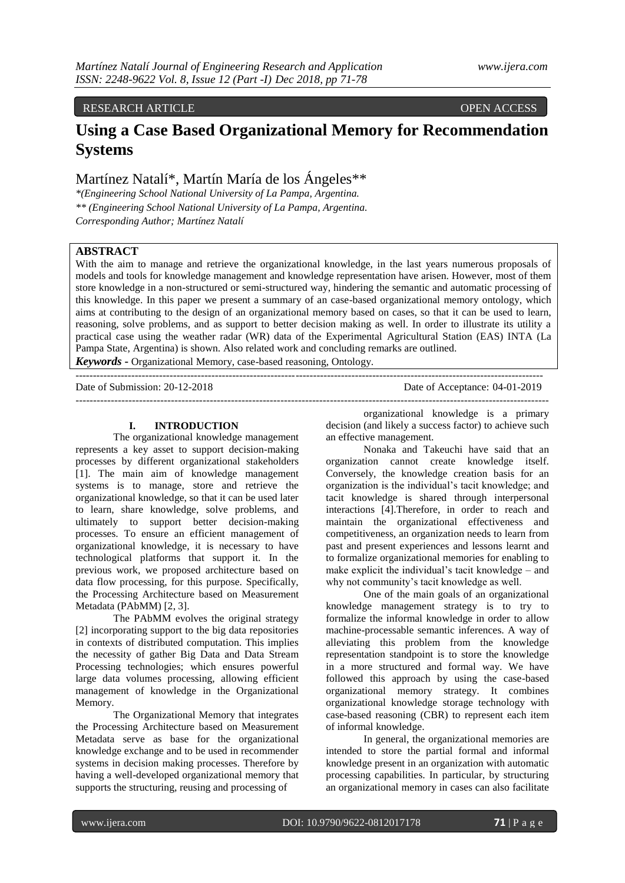RESEARCH ARTICLE OPEN ACCESS

# Using a Case Based Organizational Memory for Recommendation Systems

Martínez Natalí*, Martín María de los Ángeles**

*(Engineering School National University of La Pampa, Argentina.
** (Engineering School National University of La Pampa, Argentina.
Corresponding Author; Martínez Natalí

## ABSTRACT

With the aim to manage and retrieve the organizational knowledge, in the last years numerous proposals of models and tools for knowledge management and knowledge representation have arisen. However, most of them store knowledge in a non-structured or semi-structured way, hindering the semantic and automatic processing of this knowledge. In this paper we present a summary of an case-based organizational memory ontology, which aims at contributing to the design of an organizational memory based on cases, so that it can be used to learn, reasoning, solve problems, and as support to better decision making as well. In order to illustrate its utility a practical case using the weather radar (WR) data of the Experimental Agricultural Station (EAS) INTA (La Pampa State, Argentina) is shown. Also related work and concluding remarks are outlined.

***Keywords -*** Organizational Memory, case-based reasoning, Ontology.

Date of Submission: 20-12-2018 Date of Acceptance: 04-01-2019

## I. INTRODUCTION

The organizational knowledge management represents a key asset to support decision-making processes by different organizational stakeholders [1]. The main aim of knowledge management systems is to manage, store and retrieve the organizational knowledge, so that it can be used later to learn, share knowledge, solve problems, and ultimately to support better decision-making processes. To ensure an efficient management of organizational knowledge, it is necessary to have technological platforms that support it. In the previous work, we proposed architecture based on data flow processing, for this purpose. Specifically, the Processing Architecture based on Measurement Metadata (PAbMM) [2, 3].

The PAbMM evolves the original strategy [2] incorporating support to the big data repositories in contexts of distributed computation. This implies the necessity of gather Big Data and Data Stream Processing technologies; which ensures powerful large data volumes processing, allowing efficient management of knowledge in the Organizational Memory.

The Organizational Memory that integrates the Processing Architecture based on Measurement Metadata serve as base for the organizational knowledge exchange and to be used in recommender systems in decision making processes. Therefore by having a well-developed organizational memory that supports the structuring, reusing and processing of organizational knowledge is a primary decision (and likely a success factor) to achieve such an effective management.

Nonaka and Takeuchi have said that an organization cannot create knowledge itself. Conversely, the knowledge creation basis for an organization is the individual's tacit knowledge; and tacit knowledge is shared through interpersonal interactions [4].Therefore, in order to reach and maintain the organizational effectiveness and competitiveness, an organization needs to learn from past and present experiences and lessons learnt and to formalize organizational memories for enabling to make explicit the individual's tacit knowledge – and why not community's tacit knowledge as well.

One of the main goals of an organizational knowledge management strategy is to try to formalize the informal knowledge in order to allow machine-processable semantic inferences. A way of alleviating this problem from the knowledge representation standpoint is to store the knowledge in a more structured and formal way. We have followed this approach by using the case-based organizational memory strategy. It combines organizational knowledge storage technology with case-based reasoning (CBR) to represent each item of informal knowledge.

In general, the organizational memories are intended to store the partial formal and informal knowledge present in an organization with automatic processing capabilities. In particular, by structuring an organizational memory in cases can also facilitate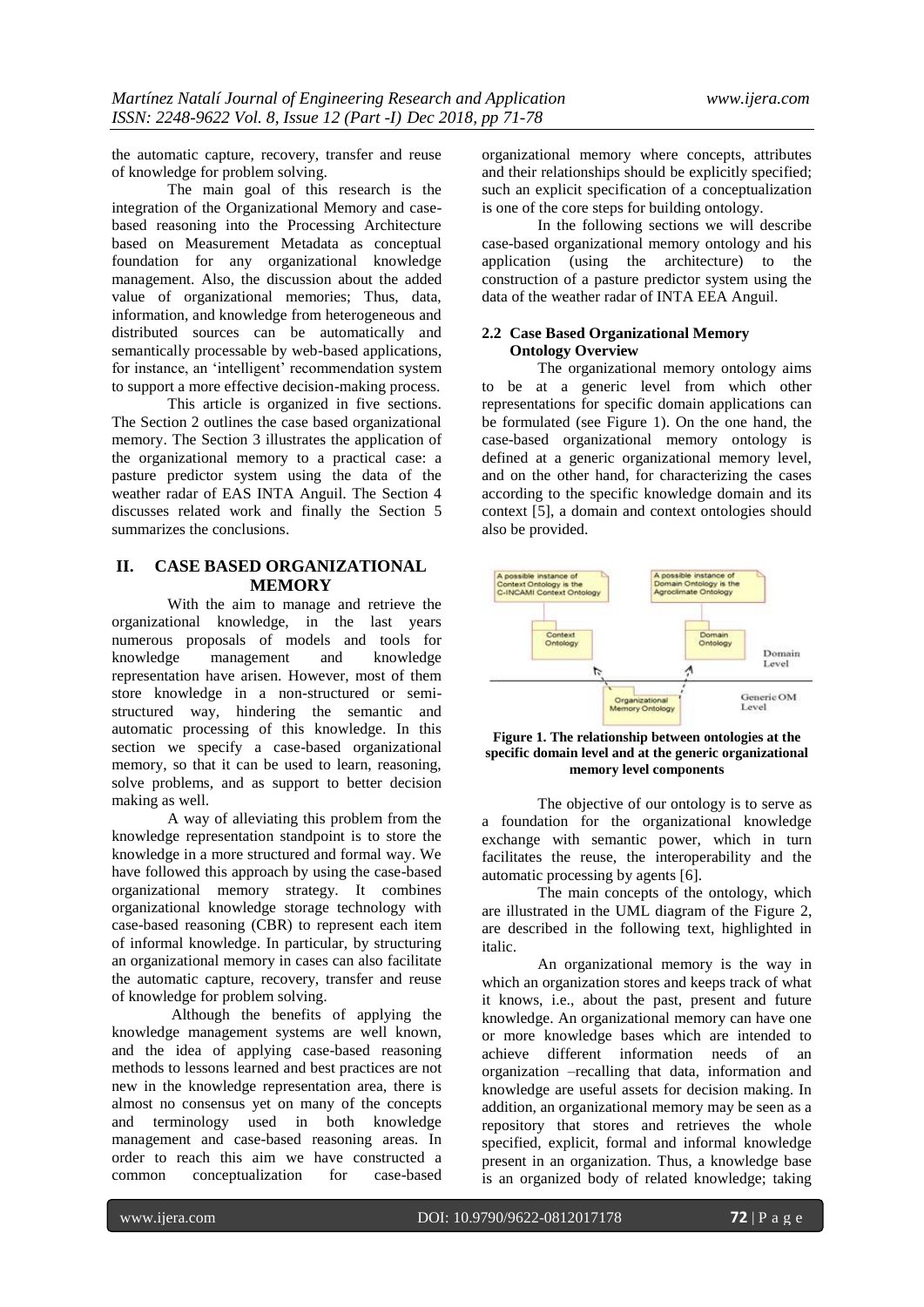the automatic capture, recovery, transfer and reuse of knowledge for problem solving.

The main goal of this research is the integration of the Organizational Memory and case-based reasoning into the Processing Architecture based on Measurement Metadata as conceptual foundation for any organizational knowledge management. Also, the discussion about the added value of organizational memories; Thus, data, information, and knowledge from heterogeneous and distributed sources can be automatically and semantically processable by web-based applications, for instance, an 'intelligent' recommendation system to support a more effective decision-making process.

This article is organized in five sections. The Section 2 outlines the case based organizational memory. The Section 3 illustrates the application of the organizational memory to a practical case: a pasture predictor system using the data of the weather radar of EAS INTA Anguil. The Section 4 discusses related work and finally the Section 5 summarizes the conclusions.

## II. CASE BASED ORGANIZATIONAL MEMORY

With the aim to manage and retrieve the organizational knowledge, in the last years numerous proposals of models and tools for knowledge management and knowledge representation have arisen. However, most of them store knowledge in a non-structured or semi-structured way, hindering the semantic and automatic processing of this knowledge. In this section we specify a case-based organizational memory, so that it can be used to learn, reasoning, solve problems, and as support to better decision making as well.

A way of alleviating this problem from the knowledge representation standpoint is to store the knowledge in a more structured and formal way. We have followed this approach by using the case-based organizational memory strategy. It combines organizational knowledge storage technology with case-based reasoning (CBR) to represent each item of informal knowledge. In particular, by structuring an organizational memory in cases can also facilitate the automatic capture, recovery, transfer and reuse of knowledge for problem solving.

Although the benefits of applying the knowledge management systems are well known, and the idea of applying case-based reasoning methods to lessons learned and best practices are not new in the knowledge representation area, there is almost no consensus yet on many of the concepts and terminology used in both knowledge management and case-based reasoning areas. In order to reach this aim we have constructed a common conceptualization for case-based organizational memory where concepts, attributes and their relationships should be explicitly specified; such an explicit specification of a conceptualization is one of the core steps for building ontology.

In the following sections we will describe case-based organizational memory ontology and his application (using the architecture) to the construction of a pasture predictor system using the data of the weather radar of INTA EEA Anguil.

### 2.2 Case Based Organizational Memory Ontology Overview

The organizational memory ontology aims to be at a generic level from which other representations for specific domain applications can be formulated (see Figure 1). On the one hand, the case-based organizational memory ontology is defined at a generic organizational memory level, and on the other hand, for characterizing the cases according to the specific knowledge domain and its context [5], a domain and context ontologies should also be provided.

**Figure 1. The relationship between ontologies at the specific domain level and at the generic organizational memory level components**

The objective of our ontology is to serve as a foundation for the organizational knowledge exchange with semantic power, which in turn facilitates the reuse, the interoperability and the automatic processing by agents [6].

The main concepts of the ontology, which are illustrated in the UML diagram of the Figure 2, are described in the following text, highlighted in italic.

An organizational memory is the way in which an organization stores and keeps track of what it knows, i.e., about the past, present and future knowledge. An organizational memory can have one or more knowledge bases which are intended to achieve different information needs of an organization –recalling that data, information and knowledge are useful assets for decision making. In addition, an organizational memory may be seen as a repository that stores and retrieves the whole specified, explicit, formal and informal knowledge present in an organization. Thus, a knowledge base is an organized body of related knowledge; taking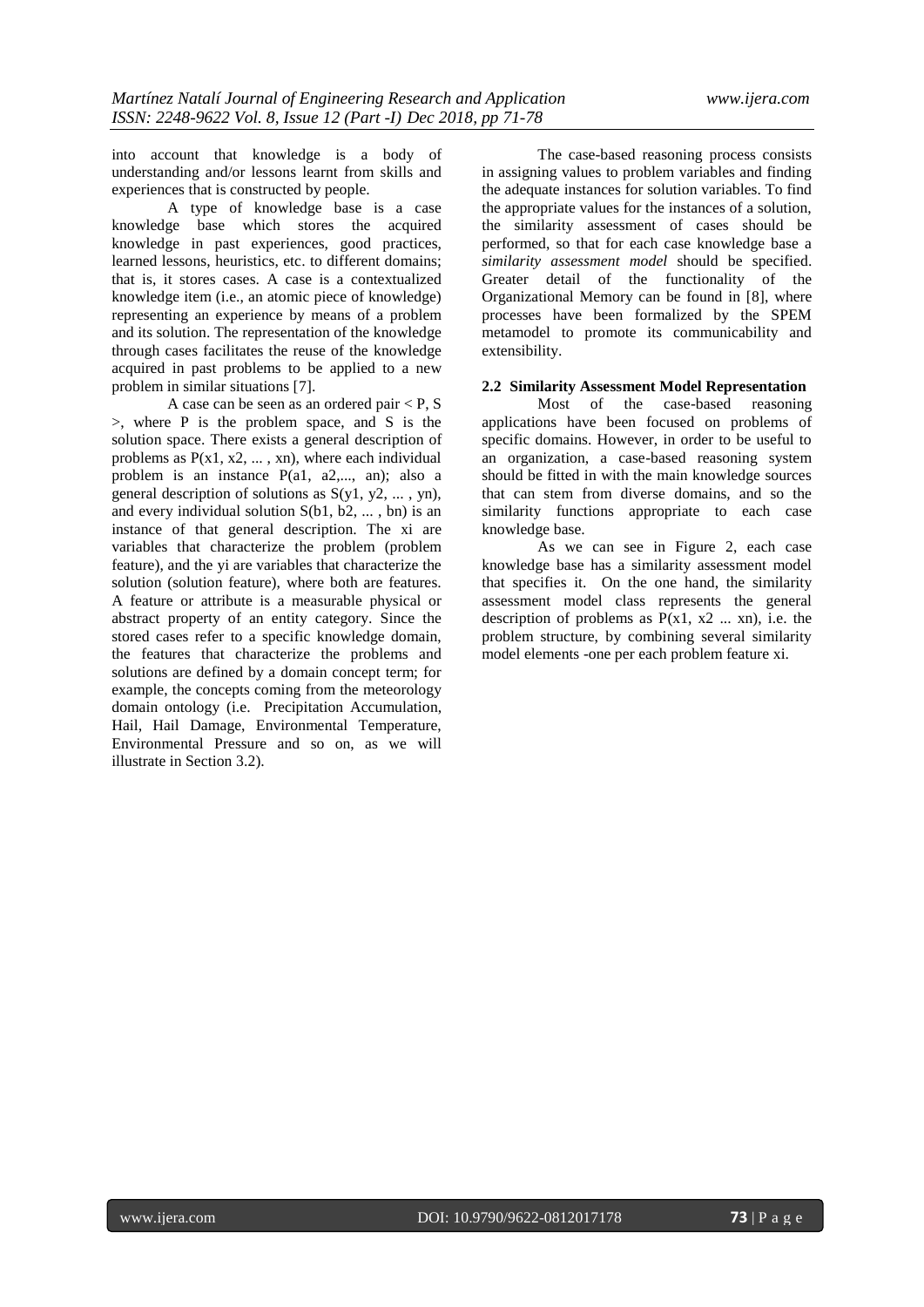into account that knowledge is a body of understanding and/or lessons learnt from skills and experiences that is constructed by people.

A type of knowledge base is a case knowledge base which stores the acquired knowledge in past experiences, good practices, learned lessons, heuristics, etc. to different domains; that is, it stores cases. A case is a contextualized knowledge item (i.e., an atomic piece of knowledge) representing an experience by means of a problem and its solution. The representation of the knowledge through cases facilitates the reuse of the knowledge acquired in past problems to be applied to a new problem in similar situations [7].

A case can be seen as an ordered pair $< P, S >$, where P is the problem space, and S is the solution space. There exists a general description of problems as $P(x1, x2, ... , xn)$, where each individual problem is an instance $P(a1, a2,..., an)$; also a general description of solutions as $S(y1, y2, ... , yn)$, and every individual solution $S(b1, b2, ... , bn)$ is an instance of that general description. The xi are variables that characterize the problem (problem feature), and the yi are variables that characterize the solution (solution feature), where both are features. A feature or attribute is a measurable physical or abstract property of an entity category. Since the stored cases refer to a specific knowledge domain, the features that characterize the problems and solutions are defined by a domain concept term; for example, the concepts coming from the meteorology domain ontology (i.e. Precipitation Accumulation, Hail, Hail Damage, Environmental Temperature, Environmental Pressure and so on, as we will illustrate in Section 3.2).

The case-based reasoning process consists in assigning values to problem variables and finding the adequate instances for solution variables. To find the appropriate values for the instances of a solution, the similarity assessment of cases should be performed, so that for each case knowledge base a *similarity assessment model* should be specified. Greater detail of the functionality of the Organizational Memory can be found in [8], where processes have been formalized by the SPEM metamodel to promote its communicability and extensibility.

### 2.2 Similarity Assessment Model Representation

Most of the case-based reasoning applications have been focused on problems of specific domains. However, in order to be useful to an organization, a case-based reasoning system should be fitted in with the main knowledge sources that can stem from diverse domains, and so the similarity functions appropriate to each case knowledge base.

As we can see in Figure 2, each case knowledge base has a similarity assessment model that specifies it. On the one hand, the similarity assessment model class represents the general description of problems as $P(x1, x2 ... xn)$, i.e. the problem structure, by combining several similarity model elements -one per each problem feature xi.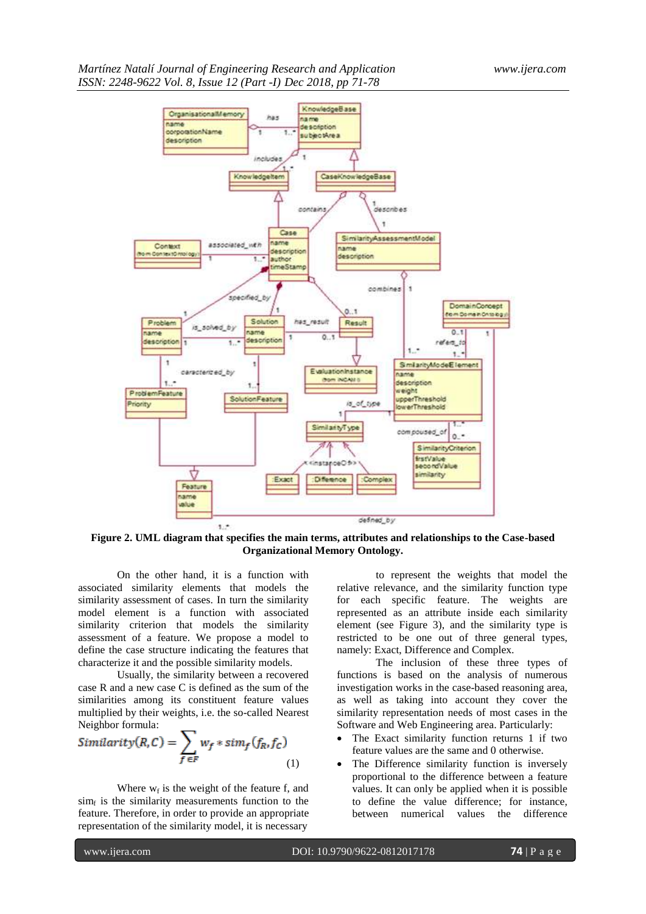**Figure 2. UML diagram that specifies the main terms, attributes and relationships to the Case-based Organizational Memory Ontology.**

On the other hand, it is a function with associated similarity elements that models the similarity assessment of cases. In turn the similarity model element is a function with associated similarity criterion that models the similarity assessment of a feature. We propose a model to define the case structure indicating the features that characterize it and the possible similarity models.

Usually, the similarity between a recovered case R and a new case C is defined as the sum of the similarities among its constituent feature values multiplied by their weights, i.e. the so-called Nearest Neighbor formula:

$$Similarity(R,C) = \sum_{f \in F} w_f * sim_f(f_R, f_C) \quad (1)$$

Where $w_f$ is the weight of the feature f, and $sim_f$ is the similarity measurements function to the feature. Therefore, in order to provide an appropriate representation of the similarity model, it is necessary to represent the weights that model the relative relevance, and the similarity function type for each specific feature. The weights are represented as an attribute inside each similarity element (see Figure 3), and the similarity type is restricted to be one out of three general types, namely: Exact, Difference and Complex.

The inclusion of these three types of functions is based on the analysis of numerous investigation works in the case-based reasoning area, as well as taking into account they cover the similarity representation needs of most cases in the Software and Web Engineering area. Particularly:

- The Exact similarity function returns 1 if two feature values are the same and 0 otherwise.
- The Difference similarity function is inversely proportional to the difference between a feature values. It can only be applied when it is possible to define the value difference; for instance, between numerical values the difference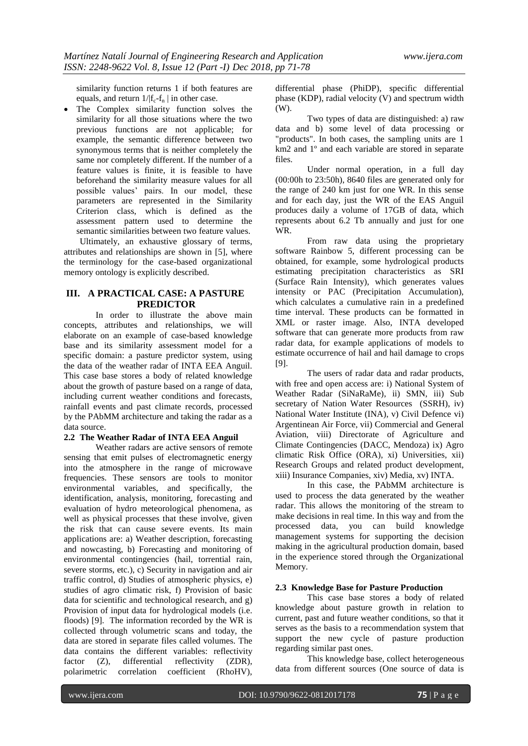similarity function returns 1 if both features are equals, and return $1/|f_c-f_n|$ in other case.

- The Complex similarity function solves the similarity for all those situations where the two previous functions are not applicable; for example, the semantic difference between two synonymous terms that is neither completely the same nor completely different. If the number of a feature values is finite, it is feasible to have beforehand the similarity measure values for all possible values' pairs. In our model, these parameters are represented in the Similarity Criterion class, which is defined as the assessment pattern used to determine the semantic similarities between two feature values.

Ultimately, an exhaustive glossary of terms, attributes and relationships are shown in [5], where the terminology for the case-based organizational memory ontology is explicitly described.

## III. A PRACTICAL CASE: A PASTURE PREDICTOR

In order to illustrate the above main concepts, attributes and relationships, we will elaborate on an example of case-based knowledge base and its similarity assessment model for a specific domain: a pasture predictor system, using the data of the weather radar of INTA EEA Anguil. This case base stores a body of related knowledge about the growth of pasture based on a range of data, including current weather conditions and forecasts, rainfall events and past climate records, processed by the PAbMM architecture and taking the radar as a data source.

### 2.2 The Weather Radar of INTA EEA Anguil

Weather radars are active sensors of remote sensing that emit pulses of electromagnetic energy into the atmosphere in the range of microwave frequencies. These sensors are tools to monitor environmental variables, and specifically, the identification, analysis, monitoring, forecasting and evaluation of hydro meteorological phenomena, as well as physical processes that these involve, given the risk that can cause severe events. Its main applications are: a) Weather description, forecasting and nowcasting, b) Forecasting and monitoring of environmental contingencies (hail, torrential rain, severe storms, etc.), c) Security in navigation and air traffic control, d) Studies of atmospheric physics, e) studies of agro climatic risk, f) Provision of basic data for scientific and technological research, and g) Provision of input data for hydrological models (i.e. floods) [9]. The information recorded by the WR is collected through volumetric scans and today, the data are stored in separate files called volumes. The data contains the different variables: reflectivity factor (Z), differential reflectivity (ZDR), polarimetric correlation coefficient (RhoHV), differential phase (PhiDP), specific differential phase (KDP), radial velocity (V) and spectrum width (W).

Two types of data are distinguished: a) raw data and b) some level of data processing or "products". In both cases, the sampling units are 1 km2 and 1º and each variable are stored in separate files.

Under normal operation, in a full day (00:00h to 23:50h), 8640 files are generated only for the range of 240 km just for one WR. In this sense and for each day, just the WR of the EAS Anguil produces daily a volume of 17GB of data, which represents about 6.2 Tb annually and just for one WR.

From raw data using the proprietary software Rainbow 5, different processing can be obtained, for example, some hydrological products estimating precipitation characteristics as SRI (Surface Rain Intensity), which generates values intensity or PAC (Precipitation Accumulation), which calculates a cumulative rain in a predefined time interval. These products can be formatted in XML or raster image. Also, INTA developed software that can generate more products from raw radar data, for example applications of models to estimate occurrence of hail and hail damage to crops [9].

The users of radar data and radar products, with free and open access are: i) National System of Weather Radar (SiNaRaMe), ii) SMN, iii) Sub secretary of Nation Water Resources (SSRH), iv) National Water Institute (INA), v) Civil Defence vi) Argentinean Air Force, vii) Commercial and General Aviation, viii) Directorate of Agriculture and Climate Contingencies (DACC, Mendoza) ix) Agro climatic Risk Office (ORA), xi) Universities, xii) Research Groups and related product development, xiii) Insurance Companies, xiv) Media, xv) INTA.

In this case, the PAbMM architecture is used to process the data generated by the weather radar. This allows the monitoring of the stream to make decisions in real time. In this way and from the processed data, you can build knowledge management systems for supporting the decision making in the agricultural production domain, based in the experience stored through the Organizational Memory.

### 2.3 Knowledge Base for Pasture Production

This case base stores a body of related knowledge about pasture growth in relation to current, past and future weather conditions, so that it serves as the basis to a recommendation system that support the new cycle of pasture production regarding similar past ones.

This knowledge base, collect heterogeneous data from different sources (One source of data is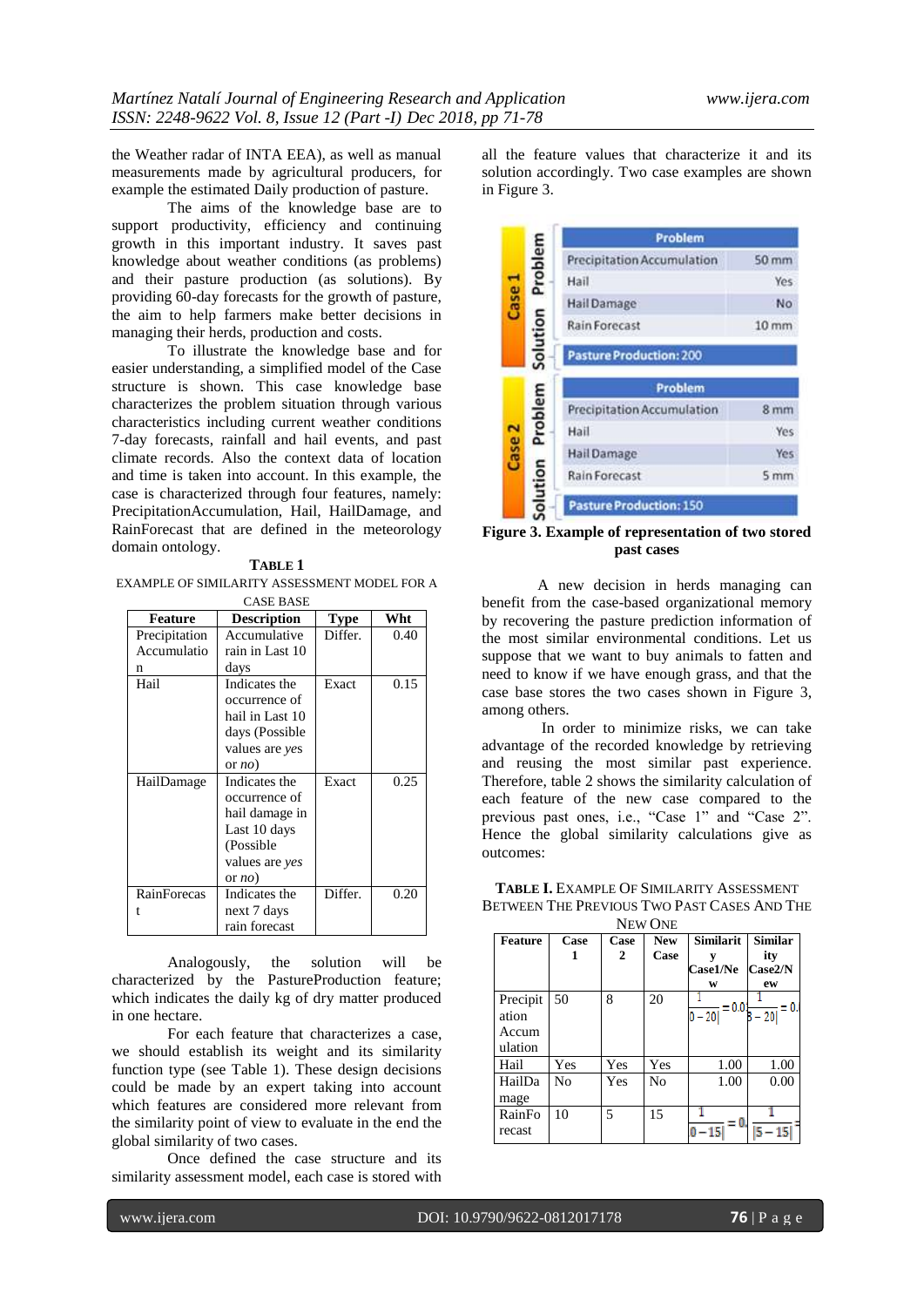the Weather radar of INTA EEA), as well as manual measurements made by agricultural producers, for example the estimated Daily production of pasture.

The aims of the knowledge base are to support productivity, efficiency and continuing growth in this important industry. It saves past knowledge about weather conditions (as problems) and their pasture production (as solutions). By providing 60-day forecasts for the growth of pasture, the aim to help farmers make better decisions in managing their herds, production and costs.

To illustrate the knowledge base and for easier understanding, a simplified model of the Case structure is shown. This case knowledge base characterizes the problem situation through various characteristics including current weather conditions 7-day forecasts, rainfall and hail events, and past climate records. Also the context data of location and time is taken into account. In this example, the case is characterized through four features, namely: PrecipitationAccumulation, Hail, HailDamage, and RainForecast that are defined in the meteorology domain ontology.

**TABLE 1**
EXAMPLE OF SIMILARITY ASSESSMENT MODEL FOR A CASE BASE

| Feature | Description | Type | Wht |
|---|---|---|---|
| Precipitation Accumulation | Accumulative rain in Last 10 days | Differ. | 0.40 |
| Hail | Indicates the occurrence of hail in Last 10 days (Possible values are *yes* or *no*) | Exact | 0.15 |
| HailDamage | Indicates the occurrence of hail damage in Last 10 days (Possible values are *yes* or *no*) | Exact | 0.25 |
| RainForecast | Indicates the next 7 days rain forecast | Differ. | 0.20 |

Analogously, the solution will be characterized by the PastureProduction feature; which indicates the daily kg of dry matter produced in one hectare.

For each feature that characterizes a case, we should establish its weight and its similarity function type (see Table 1). These design decisions could be made by an expert taking into account which features are considered more relevant from the similarity point of view to evaluate in the end the global similarity of two cases.

Once defined the case structure and its similarity assessment model, each case is stored with all the feature values that characterize it and its solution accordingly. Two case examples are shown in Figure 3.

| | Problem | |
|---|---|---|
| Case 1 | Precipitation Accumulation | 50 mm |
| | Hail | Yes |
| | Hail Damage | No |
| | Rain Forecast | 10 mm |
| Solution | Pasture Production: 200 | |
| Case 2 | Precipitation Accumulation | 8 mm |
| | Hail | Yes |
| | Hail Damage | Yes |
| | Rain Forecast | 5 mm |
| Solution | Pasture Production: 150 | |

**Figure 3. Example of representation of two stored past cases**

A new decision in herds managing can benefit from the case-based organizational memory by recovering the pasture prediction information of the most similar environmental conditions. Let us suppose that we want to buy animals to fatten and need to know if we have enough grass, and that the case base stores the two cases shown in Figure 3, among others.

In order to minimize risks, we can take advantage of the recorded knowledge by retrieving and reusing the most similar past experience. Therefore, table 2 shows the similarity calculation of each feature of the new case compared to the previous past ones, i.e., "Case 1" and "Case 2". Hence the global similarity calculations give as outcomes:

**TABLE I.** EXAMPLE OF SIMILARITY ASSESSMENT BETWEEN THE PREVIOUS TWO PAST CASES AND THE NEW ONE

| Feature | Case 1 | Case 2 | New Case | Similarity Case1/New | Similarity Case2/New |
|---|---|---|---|---|---|
| Precipitation Accumulation | 50 | 8 | 20 | $\frac{1}{\lvert 50-20 \rvert} = 0.0$ | $\frac{1}{\lvert 8-20 \rvert} = 0.$ |
| Hail | Yes | Yes | Yes | 1.00 | 1.00 |
| HailDamage | No | Yes | No | 1.00 | 0.00 |
| RainForecast | 10 | 5 | 15 | $\frac{1}{\lvert 10-15 \rvert} = 0.$ | $\frac{1}{\lvert 5-15 \rvert} =$ |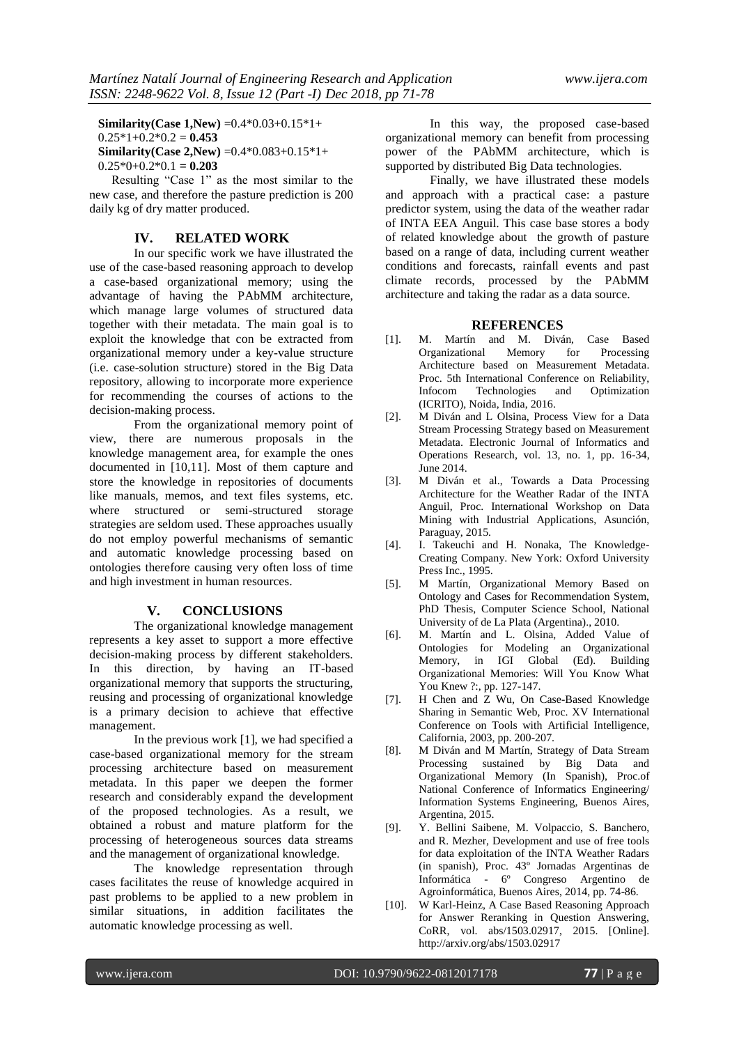**Similarity(Case 1,New)** =0.4\*0.03+0.15\*1+ 0.25\*1+0.2\*0.2 = **0.453**

**Similarity(Case 2,New)** =0.4\*0.083+0.15\*1+ 0.25\*0+0.2\*0.1 **= 0.203**

Resulting "Case 1" as the most similar to the new case, and therefore the pasture prediction is 200 daily kg of dry matter produced.

## IV. RELATED WORK

In our specific work we have illustrated the use of the case-based reasoning approach to develop a case-based organizational memory; using the advantage of having the PAbMM architecture, which manage large volumes of structured data together with their metadata. The main goal is to exploit the knowledge that con be extracted from organizational memory under a key-value structure (i.e. case-solution structure) stored in the Big Data repository, allowing to incorporate more experience for recommending the courses of actions to the decision-making process.

From the organizational memory point of view, there are numerous proposals in the knowledge management area, for example the ones documented in [10,11]. Most of them capture and store the knowledge in repositories of documents like manuals, memos, and text files systems, etc. where structured or semi-structured storage strategies are seldom used. These approaches usually do not employ powerful mechanisms of semantic and automatic knowledge processing based on ontologies therefore causing very often loss of time and high investment in human resources.

## V. CONCLUSIONS

The organizational knowledge management represents a key asset to support a more effective decision-making process by different stakeholders. In this direction, by having an IT-based organizational memory that supports the structuring, reusing and processing of organizational knowledge is a primary decision to achieve that effective management.

In the previous work [1], we had specified a case-based organizational memory for the stream processing architecture based on measurement metadata. In this paper we deepen the former research and considerably expand the development of the proposed technologies. As a result, we obtained a robust and mature platform for the processing of heterogeneous sources data streams and the management of organizational knowledge.

The knowledge representation through cases facilitates the reuse of knowledge acquired in past problems to be applied to a new problem in similar situations, in addition facilitates the automatic knowledge processing as well.

In this way, the proposed case-based organizational memory can benefit from processing power of the PAbMM architecture, which is supported by distributed Big Data technologies.

Finally, we have illustrated these models and approach with a practical case: a pasture predictor system, using the data of the weather radar of INTA EEA Anguil. This case base stores a body of related knowledge about the growth of pasture based on a range of data, including current weather conditions and forecasts, rainfall events and past climate records, processed by the PAbMM architecture and taking the radar as a data source.

## REFERENCES

[1]. M. Martín and M. Diván, Case Based Organizational Memory for Processing Architecture based on Measurement Metadata. Proc. 5th International Conference on Reliability, Infocom Technologies and Optimization (ICRITO), Noida, India, 2016.

[2]. M Diván and L Olsina, Process View for a Data Stream Processing Strategy based on Measurement Metadata. Electronic Journal of Informatics and Operations Research, vol. 13, no. 1, pp. 16-34, June 2014.

[3]. M Diván et al., Towards a Data Processing Architecture for the Weather Radar of the INTA Anguil, Proc. International Workshop on Data Mining with Industrial Applications, Asunción, Paraguay, 2015.

[4]. I. Takeuchi and H. Nonaka, The Knowledge-Creating Company. New York: Oxford University Press Inc., 1995.

[5]. M Martín, Organizational Memory Based on Ontology and Cases for Recommendation System, PhD Thesis, Computer Science School, National University of de La Plata (Argentina)., 2010.

[6]. M. Martín and L. Olsina, Added Value of Ontologies for Modeling an Organizational Memory, in IGI Global (Ed). Building Organizational Memories: Will You Know What You Knew ?:, pp. 127-147.

[7]. H Chen and Z Wu, On Case-Based Knowledge Sharing in Semantic Web, Proc. XV International Conference on Tools with Artificial Intelligence, California, 2003, pp. 200-207.

[8]. M Diván and M Martín, Strategy of Data Stream Processing sustained by Big Data and Organizational Memory (In Spanish), Proc.of National Conference of Informatics Engineering/ Information Systems Engineering, Buenos Aires, Argentina, 2015.

[9]. Y. Bellini Saibene, M. Volpaccio, S. Banchero, and R. Mezher, Development and use of free tools for data exploitation of the INTA Weather Radars (in spanish), Proc. 43º Jornadas Argentinas de Informática - 6º Congreso Argentino de Agroinformática, Buenos Aires, 2014, pp. 74-86.

[10]. W Karl-Heinz, A Case Based Reasoning Approach for Answer Reranking in Question Answering, CoRR, vol. abs/1503.02917, 2015. [Online]. http://arxiv.org/abs/1503.02917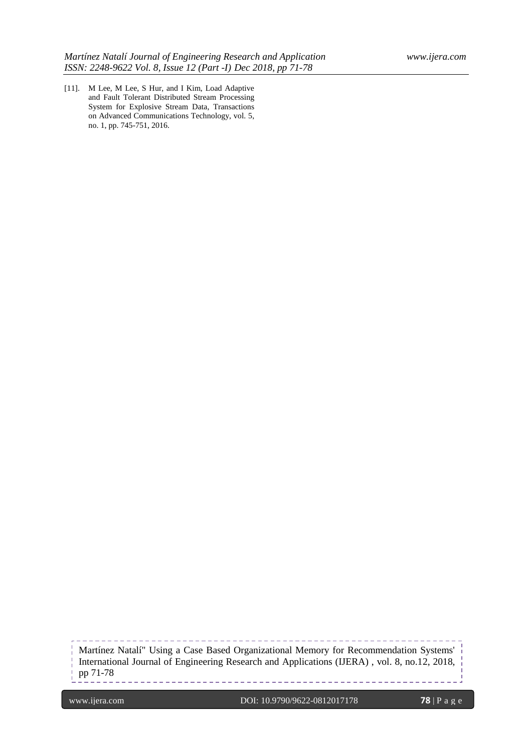[11]. M Lee, M Lee, S Hur, and I Kim, Load Adaptive and Fault Tolerant Distributed Stream Processing System for Explosive Stream Data, Transactions on Advanced Communications Technology, vol. 5, no. 1, pp. 745-751, 2016.

Martínez Natalí" Using a Case Based Organizational Memory for Recommendation Systems' International Journal of Engineering Research and Applications (IJERA) , vol. 8, no.12, 2018, pp 71-78